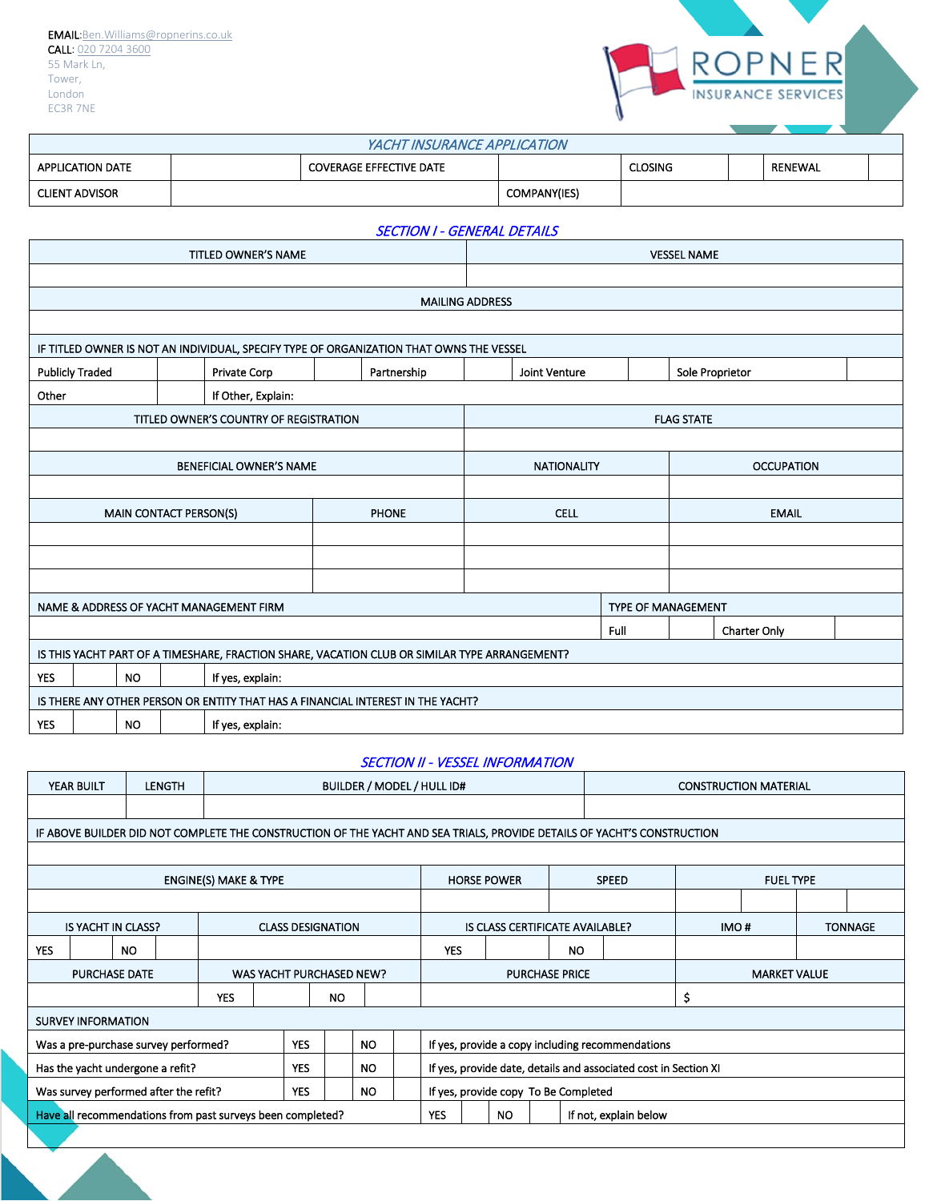EMAIL:Ben.Williams@ropnerins.co.uk
CALL: 020 7204 3600
55 Mark Ln,
Tower,
London
EC3R 7NE

ROPNER INSURANCE SERVICES

## YACHT INSURANCE APPLICATION

| APPLICATION DATE | | COVERAGE EFFECTIVE DATE | | CLOSING | | RENEWAL | |
|---|---|---|---|---|---|---|---|
| CLIENT ADVISOR | | | COMPANY(IES) | | | | |

## SECTION I - GENERAL DETAILS

| TITLED OWNER'S NAME | VESSEL NAME |
|---|---|
| | |

| MAILING ADDRESS |
|---|
| |

| IF TITLED OWNER IS NOT AN INDIVIDUAL, SPECIFY TYPE OF ORGANIZATION THAT OWNS THE VESSEL | | | | | | | | | |
|---|---|---|---|---|---|---|---|---|---|
| Publicly Traded | | Private Corp | | Partnership | | Joint Venture | | Sole Proprietor | |
| Other | | If Other, Explain: | | | | | | | |

| TITLED OWNER'S COUNTRY OF REGISTRATION | FLAG STATE |
|---|---|
| | |

| BENEFICIAL OWNER'S NAME | NATIONALITY | OCCUPATION |
|---|---|---|
| | | |

| MAIN CONTACT PERSON(S) | PHONE | CELL | EMAIL |
|---|---|---|---|
| | | | |
| | | | |
| | | | |

| NAME & ADDRESS OF YACHT MANAGEMENT FIRM | TYPE OF MANAGEMENT | | | |
|---|---|---|---|---|
| | Full | | Charter Only | |

| IS THIS YACHT PART OF A TIMESHARE, FRACTION SHARE, VACATION CLUB OR SIMILAR TYPE ARRANGEMENT? | | | | |
|---|---|---|---|---|
| YES | | NO | | If yes, explain: |

| IS THERE ANY OTHER PERSON OR ENTITY THAT HAS A FINANCIAL INTEREST IN THE YACHT? | | | | |
|---|---|---|---|---|
| YES | | NO | | If yes, explain: |

## SECTION II - VESSEL INFORMATION

| YEAR BUILT | LENGTH | BUILDER / MODEL / HULL ID# | CONSTRUCTION MATERIAL |
|---|---|---|---|
| | | | |

| IF ABOVE BUILDER DID NOT COMPLETE THE CONSTRUCTION OF THE YACHT AND SEA TRIALS, PROVIDE DETAILS OF YACHT'S CONSTRUCTION |
|---|
| |

| ENGINE(S) MAKE & TYPE | HORSE POWER | SPEED | FUEL TYPE | | | |
|---|---|---|---|---|---|---|
| | | | | | | |

| IS YACHT IN CLASS? | | | | CLASS DESIGNATION | IS CLASS CERTIFICATE AVAILABLE? | | | | IMO # | TONNAGE |
|---|---|---|---|---|---|---|---|---|---|---|
| YES | | NO | | | YES | | NO | | | |

| PURCHASE DATE | WAS YACHT PURCHASED NEW? | | | | PURCHASE PRICE | MARKET VALUE |
|---|---|---|---|---|---|---|
| | YES | | NO | | | $ |

| SURVEY INFORMATION | | | | | |
|---|---|---|---|---|---|
| Was a pre-purchase survey performed? | YES | | NO | | If yes, provide a copy including recommendations |
| Has the yacht undergone a refit? | YES | | NO | | If yes, provide date, details and associated cost in Section XI |
| Was survey performed after the refit? | YES | | NO | | If yes, provide copy To Be Completed |
| Have all recommendations from past surveys been completed? | YES | | NO | | If not, explain below |
| | | | | | |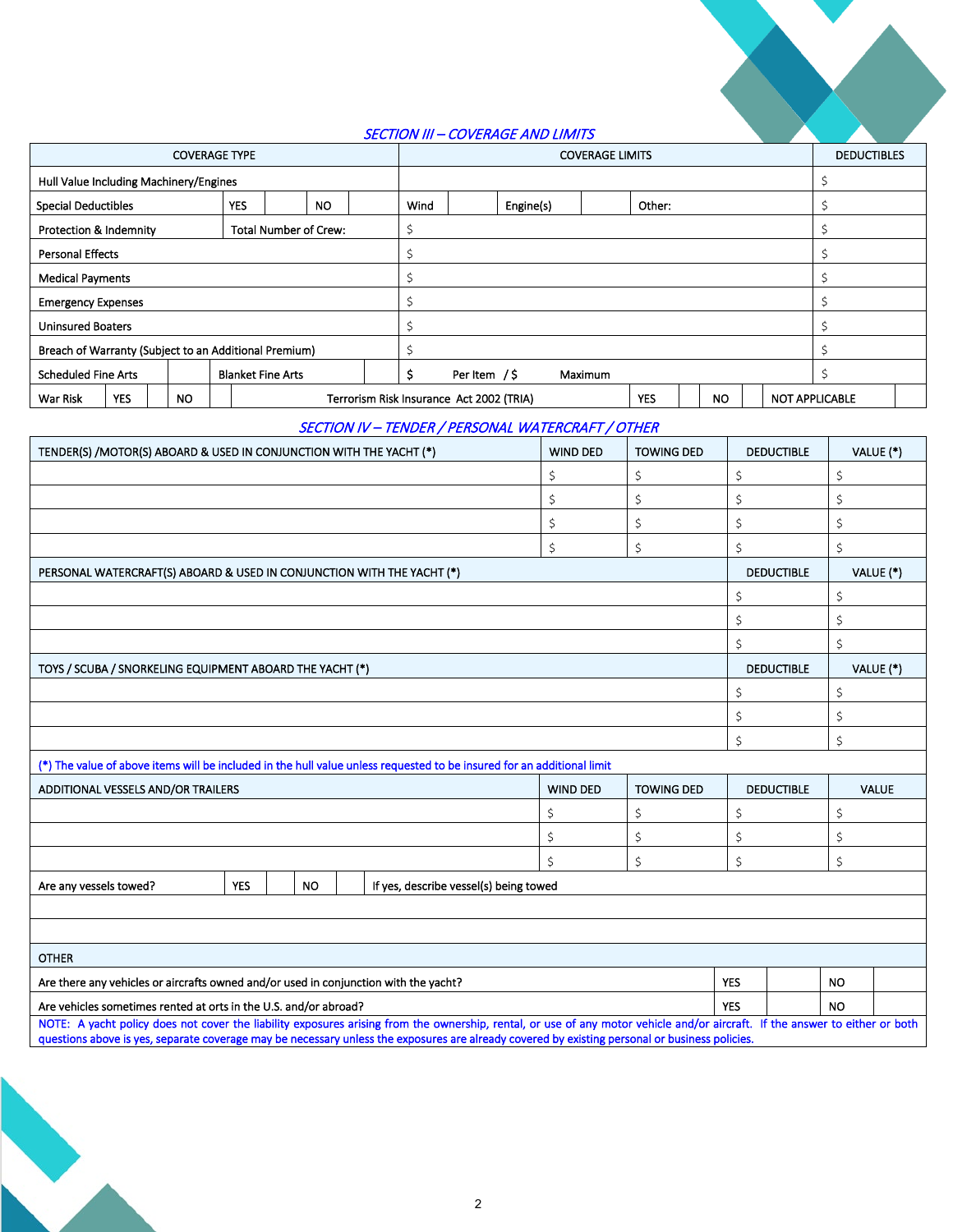## SECTION III – COVERAGE AND LIMITS

| COVERAGE TYPE | | | | | COVERAGE LIMITS | | | | | DEDUCTIBLES |
|---|---|---|---|---|---|---|---|---|---|---|
| Hull Value Including Machinery/Engines | | | | | | | | | | $ |
| Special Deductibles | YES | | NO | | Wind | | Engine(s) | | Other: | $ |
| Protection & Indemnity | Total Number of Crew: | | | | $ | | | | | $ |
| Personal Effects | | | | | $ | | | | | $ |
| Medical Payments | | | | | $ | | | | | $ |
| Emergency Expenses | | | | | $ | | | | | $ |
| Uninsured Boaters | | | | | $ | | | | | $ |
| Breach of Warranty (Subject to an Additional Premium) | | | | | $ | | | | | $ |
| Scheduled Fine Arts | | Blanket Fine Arts | | | $ Per Item / $ Maximum | | | | | $ |
| War Risk | YES | | NO | | Terrorism Risk Insurance Act 2002 (TRIA) | YES | | NO | | NOT APPLICABLE |

## SECTION IV – TENDER / PERSONAL WATERCRAFT / OTHER

| TENDER(S) /MOTOR(S) ABOARD & USED IN CONJUNCTION WITH THE YACHT (*) | WIND DED | TOWING DED | DEDUCTIBLE | VALUE (*) |
|---|---|---|---|---|
| | $ | $ | $ | $ |
| | $ | $ | $ | $ |
| | $ | $ | $ | $ |
| | $ | $ | $ | $ |

| PERSONAL WATERCRAFT(S) ABOARD & USED IN CONJUNCTION WITH THE YACHT (*) | DEDUCTIBLE | VALUE (*) |
|---|---|---|
| | $ | $ |
| | $ | $ |
| | $ | $ |

| TOYS / SCUBA / SNORKELING EQUIPMENT ABOARD THE YACHT (*) | DEDUCTIBLE | VALUE (*) |
|---|---|---|
| | $ | $ |
| | $ | $ |
| | $ | $ |

(*) The value of above items will be included in the hull value unless requested to be insured for an additional limit

| ADDITIONAL VESSELS AND/OR TRAILERS | WIND DED | TOWING DED | DEDUCTIBLE | VALUE |
|---|---|---|---|---|
| | $ | $ | $ | $ |
| | $ | $ | $ | $ |
| | $ | $ | $ | $ |

| Are any vessels towed? | YES | | NO | | If yes, describe vessel(s) being towed |
|---|---|---|---|---|---|
| | | | | | |
| | | | | | |

| OTHER | YES | | NO | |
|---|---|---|---|---|
| Are there any vehicles or aircrafts owned and/or used in conjunction with the yacht? | YES | | NO | |
| Are vehicles sometimes rented at orts in the U.S. and/or abroad? | YES | | NO | |

NOTE: A yacht policy does not cover the liability exposures arising from the ownership, rental, or use of any motor vehicle and/or aircraft. If the answer to either or both questions above is yes, separate coverage may be necessary unless the exposures are already covered by existing personal or business policies.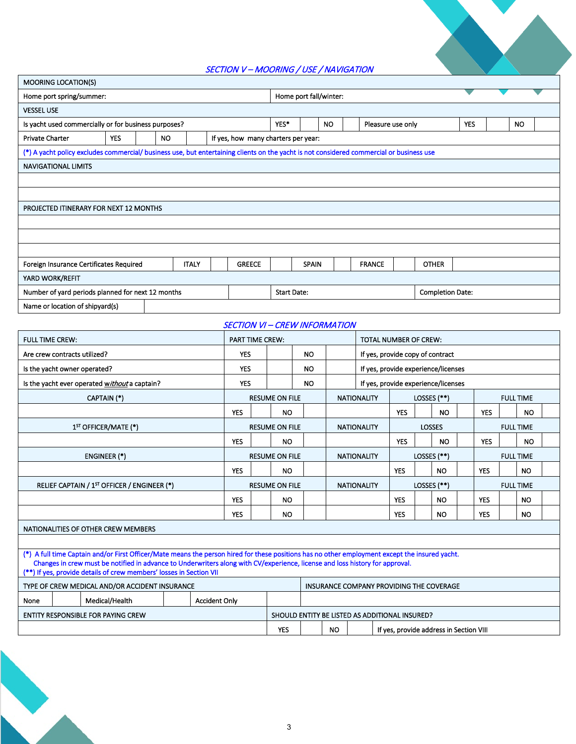## SECTION V – MOORING / USE / NAVIGATION

| MOORING LOCATION(S) | | | | | | | | |
|---|---|---|---|---|---|---|---|---|
| Home port spring/summer: | | | Home port fall/winter: | | | | | |
| VESSEL USE | | | | | | | | |
| Is yacht used commercially or for business purposes? | YES* | | NO | | Pleasure use only | YES | | NO |
| Private Charter | YES | | NO | | If yes, how many charters per year: | | | |

(*) A yacht policy excludes commercial/ business use, but entertaining clients on the yacht is not considered commercial or business use

| NAVIGATIONAL LIMITS |
|---|
| |
| |

| PROJECTED ITINERARY FOR NEXT 12 MONTHS |
|---|
| |
| |
| |

| Foreign Insurance Certificates Required | ITALY | | GREECE | | SPAIN | | FRANCE | | OTHER | |
|---|---|---|---|---|---|---|---|---|---|---|

| YARD WORK/REFIT | | | |
|---|---|---|---|
| Number of yard periods planned for next 12 months | | Start Date: | Completion Date: |
| Name or location of shipyard(s) | | | |

## SECTION VI – CREW INFORMATION

| FULL TIME CREW: | PART TIME CREW: | | | | TOTAL NUMBER OF CREW: |
|---|---|---|---|---|---|
| Are crew contracts utilized? | YES | | NO | | If yes, provide copy of contract |
| Is the yacht owner operated? | YES | | NO | | If yes, provide experience/licenses |
| Is the yacht ever operated *without* a captain? | YES | | NO | | If yes, provide experience/licenses |

| CAPTAIN (*) | RESUME ON FILE | | | | NATIONALITY | LOSSES (**) | | | | FULL TIME | | | |
|---|---|---|---|---|---|---|---|---|---|---|---|---|---|
| | YES | | NO | | | YES | | NO | | YES | | NO | |
| 1ST OFFICER/MATE (*) | RESUME ON FILE | | | | NATIONALITY | LOSSES | | | | FULL TIME | | | |
| | YES | | NO | | | YES | | NO | | YES | | NO | |
| ENGINEER (*) | RESUME ON FILE | | | | NATIONALITY | LOSSES (**) | | | | FULL TIME | | | |
| | YES | | NO | | | YES | | NO | | YES | | NO | |
| RELIEF CAPTAIN / 1ST OFFICER / ENGINEER (*) | RESUME ON FILE | | | | NATIONALITY | LOSSES (**) | | | | FULL TIME | | | |
| | YES | | NO | | | YES | | NO | | YES | | NO | |
| | YES | | NO | | | YES | | NO | | YES | | NO | |

| NATIONALITIES OF OTHER CREW MEMBERS |
|---|
| |

(*) A full time Captain and/or First Officer/Mate means the person hired for these positions has no other employment except the insured yacht. Changes in crew must be notified in advance to Underwriters along with CV/experience, license and loss history for approval.
(**) If yes, provide details of crew members' losses in Section VII

| TYPE OF CREW MEDICAL AND/OR ACCIDENT INSURANCE | | | | | | INSURANCE COMPANY PROVIDING THE COVERAGE |
|---|---|---|---|---|---|---|
| None | | Medical/Health | | Accident Only | | |

| ENTITY RESPONSIBLE FOR PAYING CREW | SHOULD ENTITY BE LISTED AS ADDITIONAL INSURED? | | | | |
|---|---|---|---|---|---|
| | YES | | NO | | If yes, provide address in Section VIII |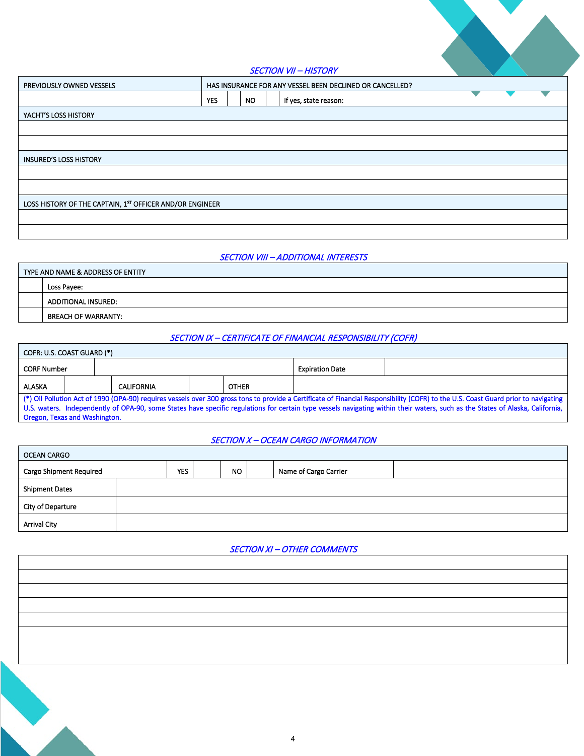## *SECTION VII – HISTORY*

| PREVIOUSLY OWNED VESSELS | HAS INSURANCE FOR ANY VESSEL BEEN DECLINED OR CANCELLED? | | | | |
|---|---|---|---|---|---|
| | YES | | NO | | If yes, state reason: |

| YACHT'S LOSS HISTORY |
|---|
| |
| |

| INSURED'S LOSS HISTORY |
|---|
| |
| |

| LOSS HISTORY OF THE CAPTAIN, 1ST OFFICER AND/OR ENGINEER |
|---|
| |
| |

## *SECTION VIII – ADDITIONAL INTERESTS*

| TYPE AND NAME & ADDRESS OF ENTITY | |
|---|---|
| | Loss Payee: |
| | ADDITIONAL INSURED: |
| | BREACH OF WARRANTY: |

## *SECTION IX – CERTIFICATE OF FINANCIAL RESPONSIBILITY (COFR)*

| COFR: U.S. COAST GUARD (*) | | | | | |
|---|---|---|---|---|---|
| CORF Number | | | | Expiration Date | |
| ALASKA | | CALIFORNIA | | OTHER | |

(*) Oil Pollution Act of 1990 (OPA-90) requires vessels over 300 gross tons to provide a Certificate of Financial Responsibility (COFR) to the U.S. Coast Guard prior to navigating U.S. waters. Independently of OPA-90, some States have specific regulations for certain type vessels navigating within their waters, such as the States of Alaska, California, Oregon, Texas and Washington.

## *SECTION X – OCEAN CARGO INFORMATION*

| OCEAN CARGO | | | | | | |
|---|---|---|---|---|---|---|
| Cargo Shipment Required | YES | | NO | | Name of Cargo Carrier | |
| Shipment Dates | | | | | | |
| City of Departure | | | | | | |
| Arrival City | | | | | | |

## *SECTION XI – OTHER COMMENTS*

| |
|---|
| |
| |
| |
| |
| |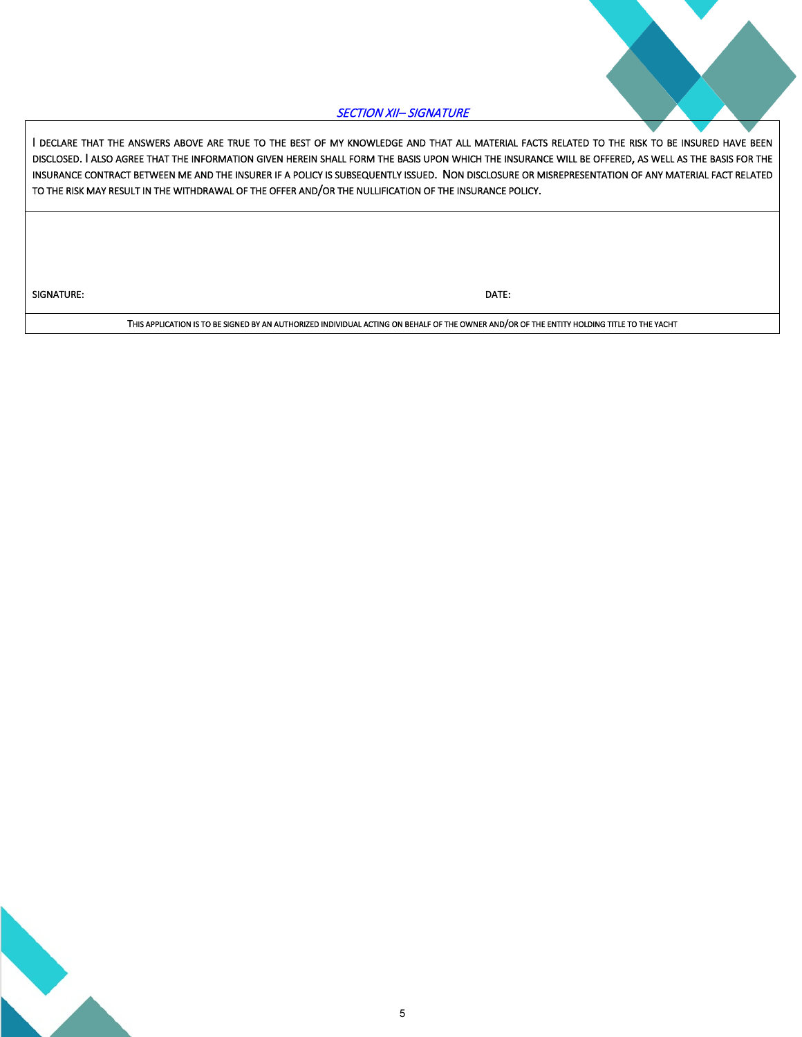## *SECTION XII– SIGNATURE*

I DECLARE THAT THE ANSWERS ABOVE ARE TRUE TO THE BEST OF MY KNOWLEDGE AND THAT ALL MATERIAL FACTS RELATED TO THE RISK TO BE INSURED HAVE BEEN DISCLOSED. I ALSO AGREE THAT THE INFORMATION GIVEN HEREIN SHALL FORM THE BASIS UPON WHICH THE INSURANCE WILL BE OFFERED, AS WELL AS THE BASIS FOR THE INSURANCE CONTRACT BETWEEN ME AND THE INSURER IF A POLICY IS SUBSEQUENTLY ISSUED. NON DISCLOSURE OR MISREPRESENTATION OF ANY MATERIAL FACT RELATED TO THE RISK MAY RESULT IN THE WITHDRAWAL OF THE OFFER AND/OR THE NULLIFICATION OF THE INSURANCE POLICY.

SIGNATURE: DATE:

THIS APPLICATION IS TO BE SIGNED BY AN AUTHORIZED INDIVIDUAL ACTING ON BEHALF OF THE OWNER AND/OR OF THE ENTITY HOLDING TITLE TO THE YACHT